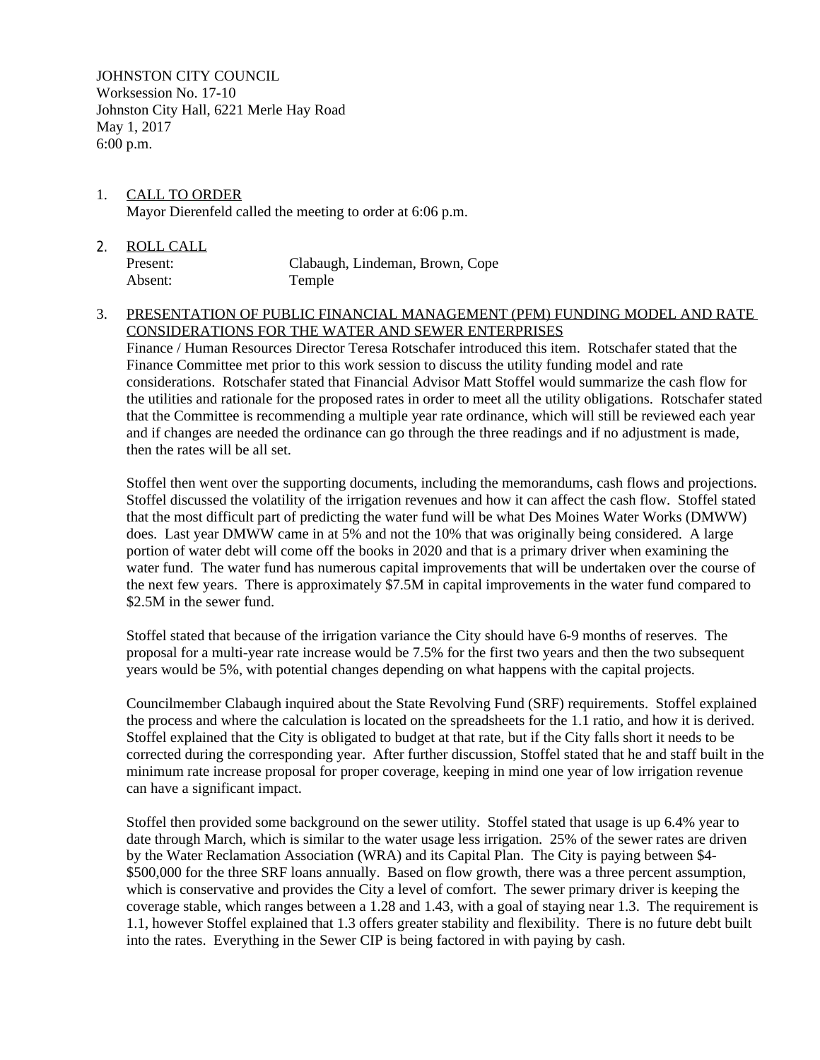JOHNSTON CITY COUNCIL
Worksession No. 17-10
Johnston City Hall, 6221 Merle Hay Road
May 1, 2017
6:00 p.m.

1. CALL TO ORDER
   Mayor Dierenfeld called the meeting to order at 6:06 p.m.

2. ROLL CALL

   | | |
   |---|---|
   | Present: | Clabaugh, Lindeman, Brown, Cope |
   | Absent: | Temple |

3. PRESENTATION OF PUBLIC FINANCIAL MANAGEMENT (PFM) FUNDING MODEL AND RATE CONSIDERATIONS FOR THE WATER AND SEWER ENTERPRISES
   Finance / Human Resources Director Teresa Rotschafer introduced this item. Rotschafer stated that the Finance Committee met prior to this work session to discuss the utility funding model and rate considerations. Rotschafer stated that Financial Advisor Matt Stoffel would summarize the cash flow for the utilities and rationale for the proposed rates in order to meet all the utility obligations. Rotschafer stated that the Committee is recommending a multiple year rate ordinance, which will still be reviewed each year and if changes are needed the ordinance can go through the three readings and if no adjustment is made, then the rates will be all set.

   Stoffel then went over the supporting documents, including the memorandums, cash flows and projections. Stoffel discussed the volatility of the irrigation revenues and how it can affect the cash flow. Stoffel stated that the most difficult part of predicting the water fund will be what Des Moines Water Works (DMWW) does. Last year DMWW came in at 5% and not the 10% that was originally being considered. A large portion of water debt will come off the books in 2020 and that is a primary driver when examining the water fund. The water fund has numerous capital improvements that will be undertaken over the course of the next few years. There is approximately $7.5M in capital improvements in the water fund compared to $2.5M in the sewer fund.

   Stoffel stated that because of the irrigation variance the City should have 6-9 months of reserves. The proposal for a multi-year rate increase would be 7.5% for the first two years and then the two subsequent years would be 5%, with potential changes depending on what happens with the capital projects.

   Councilmember Clabaugh inquired about the State Revolving Fund (SRF) requirements. Stoffel explained the process and where the calculation is located on the spreadsheets for the 1.1 ratio, and how it is derived. Stoffel explained that the City is obligated to budget at that rate, but if the City falls short it needs to be corrected during the corresponding year. After further discussion, Stoffel stated that he and staff built in the minimum rate increase proposal for proper coverage, keeping in mind one year of low irrigation revenue can have a significant impact.

   Stoffel then provided some background on the sewer utility. Stoffel stated that usage is up 6.4% year to date through March, which is similar to the water usage less irrigation. 25% of the sewer rates are driven by the Water Reclamation Association (WRA) and its Capital Plan. The City is paying between $4-$500,000 for the three SRF loans annually. Based on flow growth, there was a three percent assumption, which is conservative and provides the City a level of comfort. The sewer primary driver is keeping the coverage stable, which ranges between a 1.28 and 1.43, with a goal of staying near 1.3. The requirement is 1.1, however Stoffel explained that 1.3 offers greater stability and flexibility. There is no future debt built into the rates. Everything in the Sewer CIP is being factored in with paying by cash.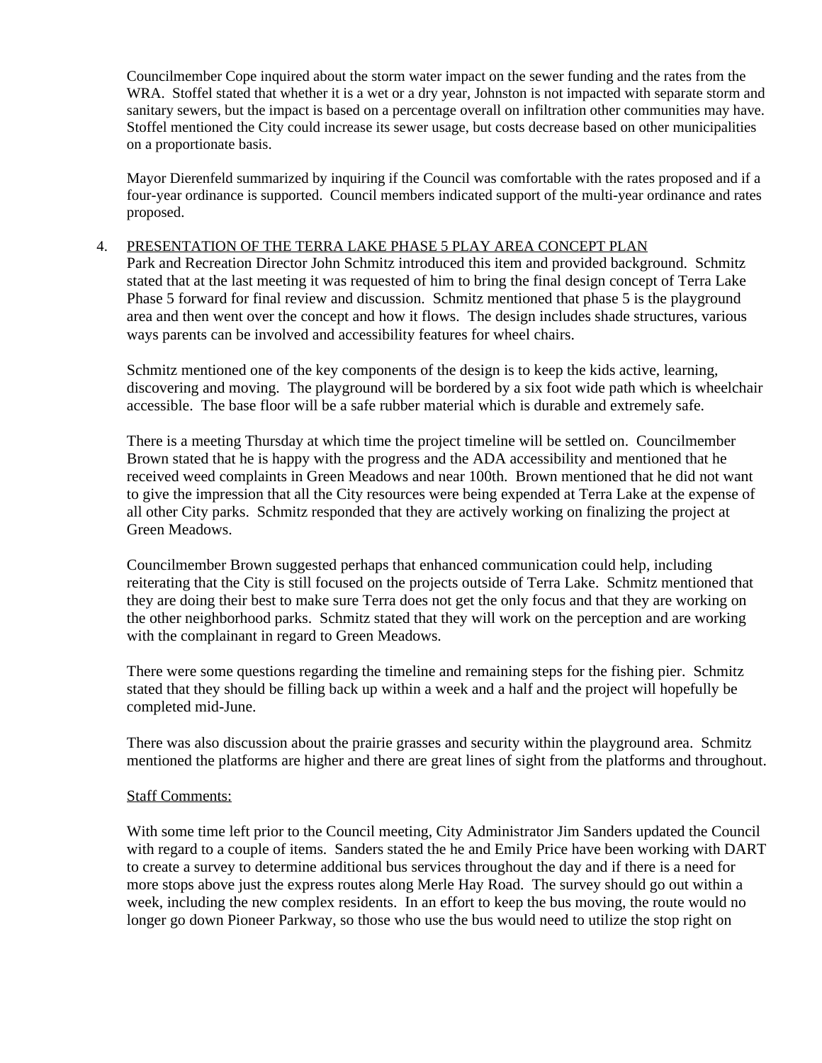Councilmember Cope inquired about the storm water impact on the sewer funding and the rates from the WRA. Stoffel stated that whether it is a wet or a dry year, Johnston is not impacted with separate storm and sanitary sewers, but the impact is based on a percentage overall on infiltration other communities may have. Stoffel mentioned the City could increase its sewer usage, but costs decrease based on other municipalities on a proportionate basis.

Mayor Dierenfeld summarized by inquiring if the Council was comfortable with the rates proposed and if a four-year ordinance is supported. Council members indicated support of the multi-year ordinance and rates proposed.

4. PRESENTATION OF THE TERRA LAKE PHASE 5 PLAY AREA CONCEPT PLAN

Park and Recreation Director John Schmitz introduced this item and provided background. Schmitz stated that at the last meeting it was requested of him to bring the final design concept of Terra Lake Phase 5 forward for final review and discussion. Schmitz mentioned that phase 5 is the playground area and then went over the concept and how it flows. The design includes shade structures, various ways parents can be involved and accessibility features for wheel chairs.

Schmitz mentioned one of the key components of the design is to keep the kids active, learning, discovering and moving. The playground will be bordered by a six foot wide path which is wheelchair accessible. The base floor will be a safe rubber material which is durable and extremely safe.

There is a meeting Thursday at which time the project timeline will be settled on. Councilmember Brown stated that he is happy with the progress and the ADA accessibility and mentioned that he received weed complaints in Green Meadows and near 100th. Brown mentioned that he did not want to give the impression that all the City resources were being expended at Terra Lake at the expense of all other City parks. Schmitz responded that they are actively working on finalizing the project at Green Meadows.

Councilmember Brown suggested perhaps that enhanced communication could help, including reiterating that the City is still focused on the projects outside of Terra Lake. Schmitz mentioned that they are doing their best to make sure Terra does not get the only focus and that they are working on the other neighborhood parks. Schmitz stated that they will work on the perception and are working with the complainant in regard to Green Meadows.

There were some questions regarding the timeline and remaining steps for the fishing pier. Schmitz stated that they should be filling back up within a week and a half and the project will hopefully be completed mid-June.

There was also discussion about the prairie grasses and security within the playground area. Schmitz mentioned the platforms are higher and there are great lines of sight from the platforms and throughout.

Staff Comments:

With some time left prior to the Council meeting, City Administrator Jim Sanders updated the Council with regard to a couple of items. Sanders stated the he and Emily Price have been working with DART to create a survey to determine additional bus services throughout the day and if there is a need for more stops above just the express routes along Merle Hay Road. The survey should go out within a week, including the new complex residents. In an effort to keep the bus moving, the route would no longer go down Pioneer Parkway, so those who use the bus would need to utilize the stop right on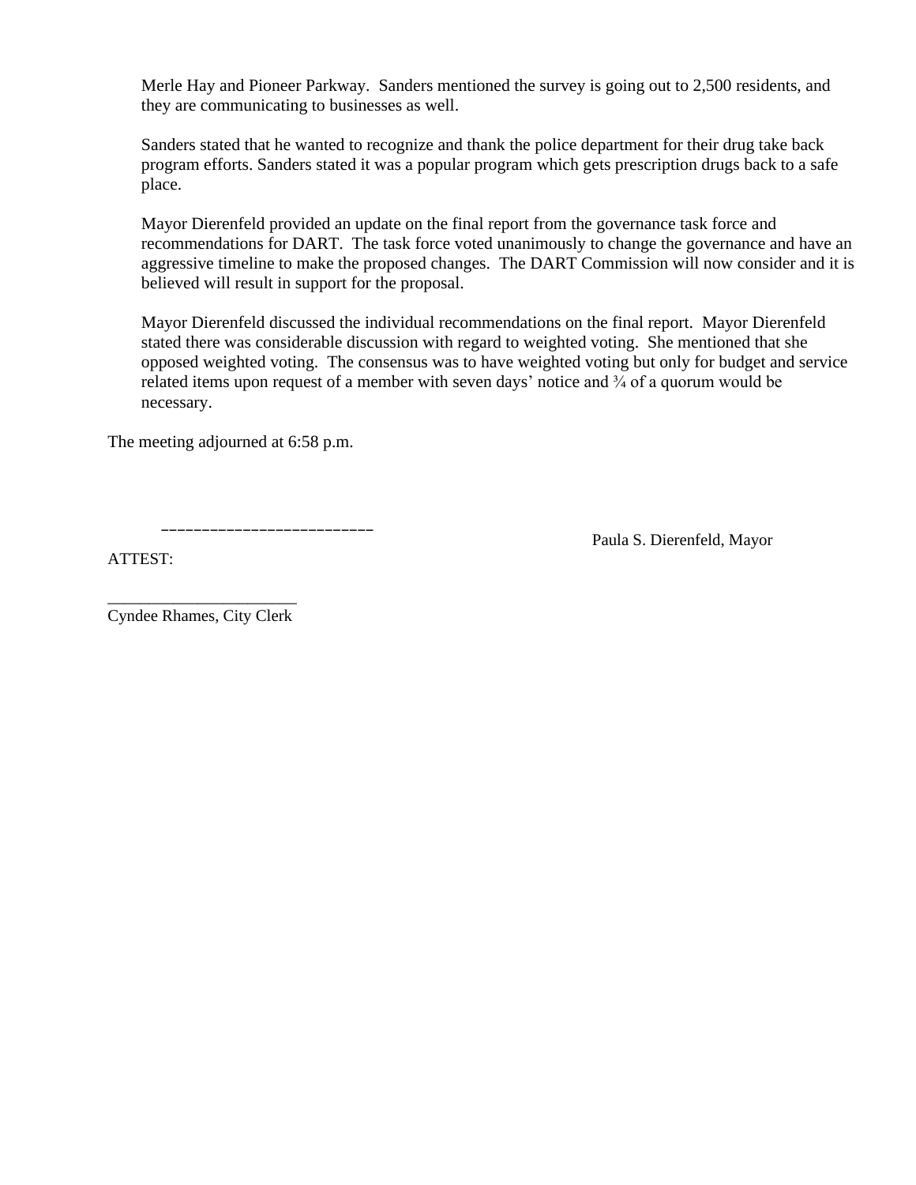Merle Hay and Pioneer Parkway.  Sanders mentioned the survey is going out to 2,500 residents, and they are communicating to businesses as well.

Sanders stated that he wanted to recognize and thank the police department for their drug take back program efforts. Sanders stated it was a popular program which gets prescription drugs back to a safe place.

Mayor Dierenfeld provided an update on the final report from the governance task force and recommendations for DART.  The task force voted unanimously to change the governance and have an aggressive timeline to make the proposed changes.  The DART Commission will now consider and it is believed will result in support for the proposal.

Mayor Dierenfeld discussed the individual recommendations on the final report.  Mayor Dierenfeld stated there was considerable discussion with regard to weighted voting.  She mentioned that she opposed weighted voting.  The consensus was to have weighted voting but only for budget and service related items upon request of a member with seven days' notice and ¾ of a quorum would be necessary.

The meeting adjourned at 6:58 p.m.

__________________________

Paula S. Dierenfeld, Mayor

ATTEST:

______________________

Cyndee Rhames, City Clerk